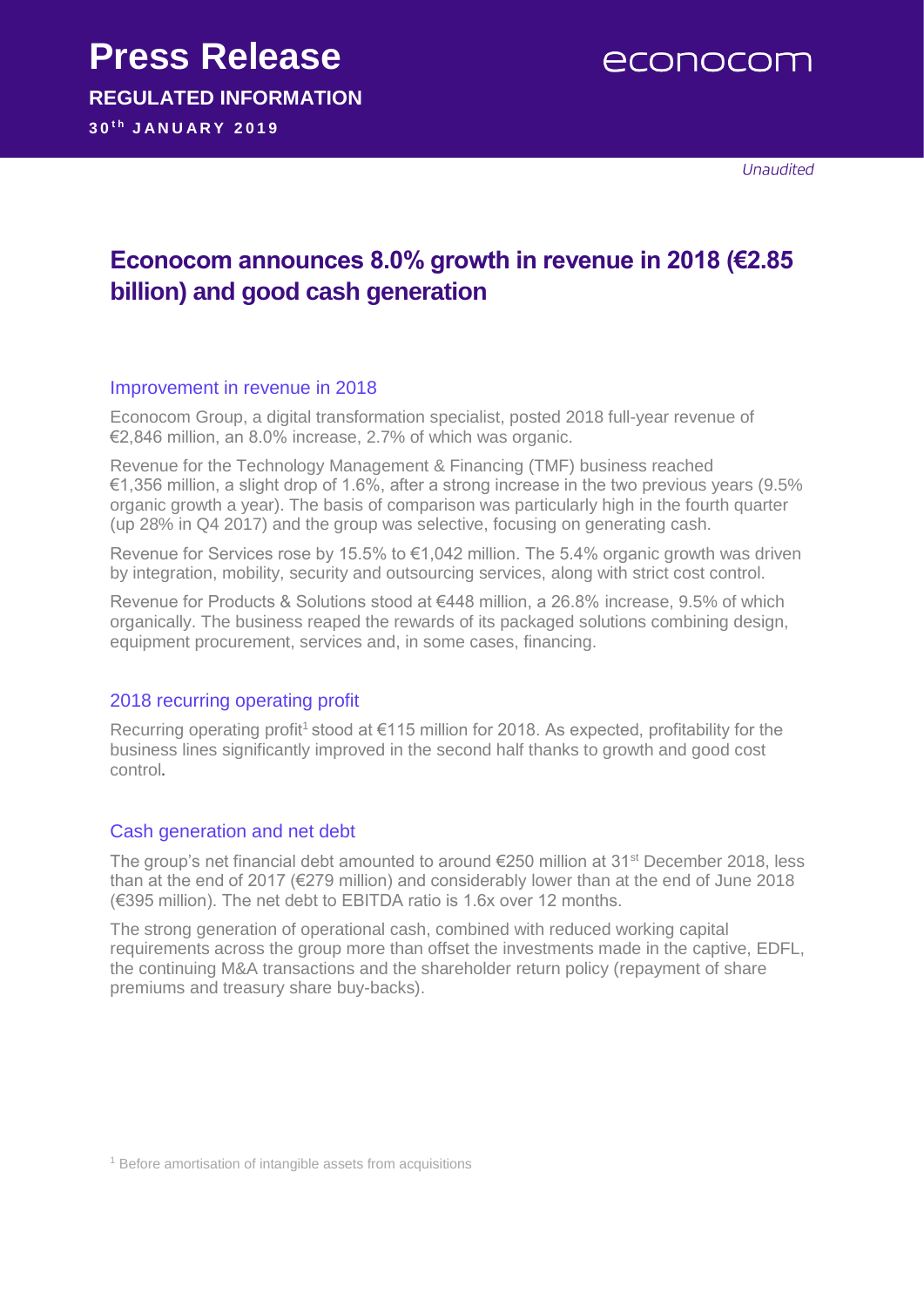# Press Release

**REGULATED INFORMATION**

**30th JANUARY 2019**

econocom

*Unaudited*

## Econocom announces 8.0% growth in revenue in 2018 (€2.85 billion) and good cash generation

### Improvement in revenue in 2018

Econocom Group, a digital transformation specialist, posted 2018 full-year revenue of €2,846 million, an 8.0% increase, 2.7% of which was organic.

Revenue for the Technology Management & Financing (TMF) business reached €1,356 million, a slight drop of 1.6%, after a strong increase in the two previous years (9.5% organic growth a year). The basis of comparison was particularly high in the fourth quarter (up 28% in Q4 2017) and the group was selective, focusing on generating cash.

Revenue for Services rose by 15.5% to €1,042 million. The 5.4% organic growth was driven by integration, mobility, security and outsourcing services, along with strict cost control.

Revenue for Products & Solutions stood at €448 million, a 26.8% increase, 9.5% of which organically. The business reaped the rewards of its packaged solutions combining design, equipment procurement, services and, in some cases, financing.

### 2018 recurring operating profit

Recurring operating profit[1] stood at €115 million for 2018. As expected, profitability for the business lines significantly improved in the second half thanks to growth and good cost control.

### Cash generation and net debt

The group's net financial debt amounted to around €250 million at 31st December 2018, less than at the end of 2017 (€279 million) and considerably lower than at the end of June 2018 (€395 million). The net debt to EBITDA ratio is 1.6x over 12 months.

The strong generation of operational cash, combined with reduced working capital requirements across the group more than offset the investments made in the captive, EDFL, the continuing M&A transactions and the shareholder return policy (repayment of share premiums and treasury share buy-backs).

[1] Before amortisation of intangible assets from acquisitions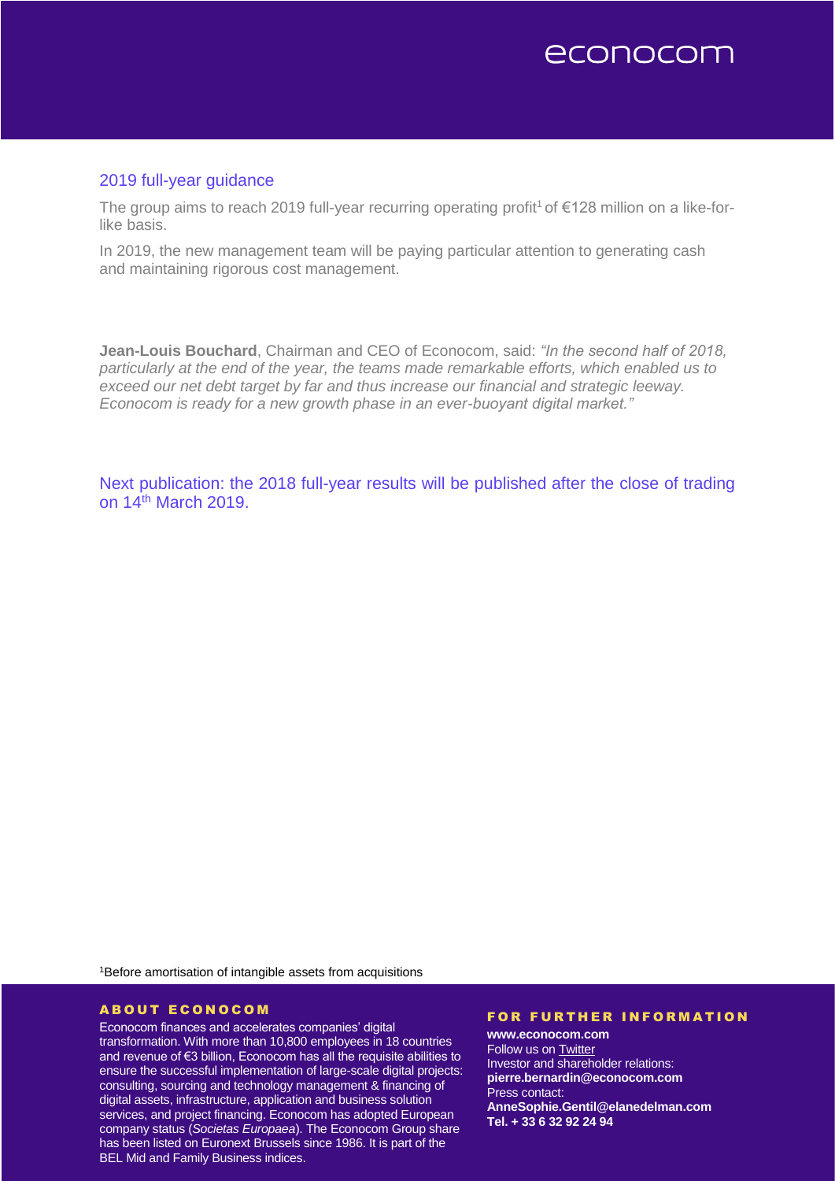## 2019 full-year guidance

The group aims to reach 2019 full-year recurring operating profit[1] of €128 million on a like-for-like basis.

In 2019, the new management team will be paying particular attention to generating cash and maintaining rigorous cost management.

**Jean-Louis Bouchard**, Chairman and CEO of Econocom, said: *"In the second half of 2018, particularly at the end of the year, the teams made remarkable efforts, which enabled us to exceed our net debt target by far and thus increase our financial and strategic leeway. Econocom is ready for a new growth phase in an ever-buoyant digital market."*

Next publication: the 2018 full-year results will be published after the close of trading on 14th March 2019.

[1]Before amortisation of intangible assets from acquisitions

**ABOUT ECONOCOM**

Econocom finances and accelerates companies' digital transformation. With more than 10,800 employees in 18 countries and revenue of €3 billion, Econocom has all the requisite abilities to ensure the successful implementation of large-scale digital projects: consulting, sourcing and technology management & financing of digital assets, infrastructure, application and business solution services, and project financing. Econocom has adopted European company status (*Societas Europaea*). The Econocom Group share has been listed on Euronext Brussels since 1986. It is part of the BEL Mid and Family Business indices.

**FOR FURTHER INFORMATION**

**www.econocom.com**
Follow us on Twitter
Investor and shareholder relations:
**pierre.bernardin@econocom.com**
Press contact:
**AnneSophie.Gentil@elanedelman.com**
**Tel. + 33 6 32 92 24 94**